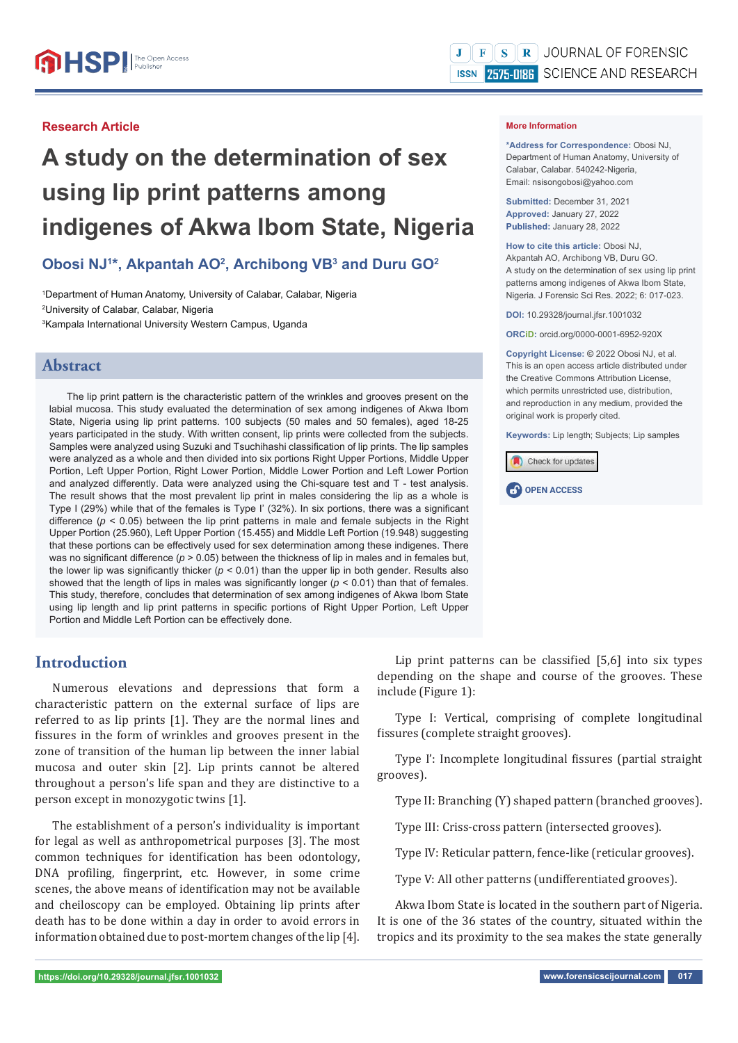Research Article

# A study on the determination of sex using lip print patterns among indigenes of Akwa Ibom State, Nigeria

**Obosi NJ[1]*, Akpantah AO[2], Archibong VB[3] and Duru GO[2]**

[1]Department of Human Anatomy, University of Calabar, Calabar, Nigeria
[2]University of Calabar, Calabar, Nigeria
[3]Kampala International University Western Campus, Uganda

**More Information**

***Address for Correspondence:** Obosi NJ, Department of Human Anatomy, University of Calabar, Calabar. 540242-Nigeria, Email: nsisongobosi@yahoo.com

**Submitted:** December 31, 2021
**Approved:** January 27, 2022
**Published:** January 28, 2022

**How to cite this article:** Obosi NJ, Akpantah AO, Archibong VB, Duru GO. A study on the determination of sex using lip print patterns among indigenes of Akwa Ibom State, Nigeria. J Forensic Sci Res. 2022; 6: 017-023.

**DOI:** 10.29328/journal.jfsr.1001032

**ORCiD:** orcid.org/0000-0001-6952-920X

**Copyright License:** © 2022 Obosi NJ, et al. This is an open access article distributed under the Creative Commons Attribution License, which permits unrestricted use, distribution, and reproduction in any medium, provided the original work is properly cited.

**Keywords:** Lip length; Subjects; Lip samples

## Abstract

The lip print pattern is the characteristic pattern of the wrinkles and grooves present on the labial mucosa. This study evaluated the determination of sex among indigenes of Akwa Ibom State, Nigeria using lip print patterns. 100 subjects (50 males and 50 females), aged 18-25 years participated in the study. With written consent, lip prints were collected from the subjects. Samples were analyzed using Suzuki and Tsuchihashi classification of lip prints. The lip samples were analyzed as a whole and then divided into six portions Right Upper Portions, Middle Upper Portion, Left Upper Portion, Right Lower Portion, Middle Lower Portion and Left Lower Portion and analyzed differently. Data were analyzed using the Chi-square test and T - test analysis. The result shows that the most prevalent lip print in males considering the lip as a whole is Type I (29%) while that of the females is Type I' (32%). In six portions, there was a significant difference ($p < 0.05$) between the lip print patterns in male and female subjects in the Right Upper Portion (25.960), Left Upper Portion (15.455) and Middle Left Portion (19.948) suggesting that these portions can be effectively used for sex determination among these indigenes. There was no significant difference ($p > 0.05$) between the thickness of lip in males and in females but, the lower lip was significantly thicker ($p < 0.01$) than the upper lip in both gender. Results also showed that the length of lips in males was significantly longer ($p < 0.01$) than that of females. This study, therefore, concludes that determination of sex among indigenes of Akwa Ibom State using lip length and lip print patterns in specific portions of Right Upper Portion, Left Upper Portion and Middle Left Portion can be effectively done.

## Introduction

Numerous elevations and depressions that form a characteristic pattern on the external surface of lips are referred to as lip prints [1]. They are the normal lines and fissures in the form of wrinkles and grooves present in the zone of transition of the human lip between the inner labial mucosa and outer skin [2]. Lip prints cannot be altered throughout a person's life span and they are distinctive to a person except in monozygotic twins [1].

The establishment of a person's individuality is important for legal as well as anthropometrical purposes [3]. The most common techniques for identification has been odontology, DNA profiling, fingerprint, etc. However, in some crime scenes, the above means of identification may not be available and cheiloscopy can be employed. Obtaining lip prints after death has to be done within a day in order to avoid errors in information obtained due to post-mortem changes of the lip [4].

Lip print patterns can be classified [5,6] into six types depending on the shape and course of the grooves. These include (Figure 1):

Type I: Vertical, comprising of complete longitudinal fissures (complete straight grooves).

Type I': Incomplete longitudinal fissures (partial straight grooves).

Type II: Branching (Y) shaped pattern (branched grooves).

Type III: Criss-cross pattern (intersected grooves).

Type IV: Reticular pattern, fence-like (reticular grooves).

Type V: All other patterns (undifferentiated grooves).

Akwa Ibom State is located in the southern part of Nigeria. It is one of the 36 states of the country, situated within the tropics and its proximity to the sea makes the state generally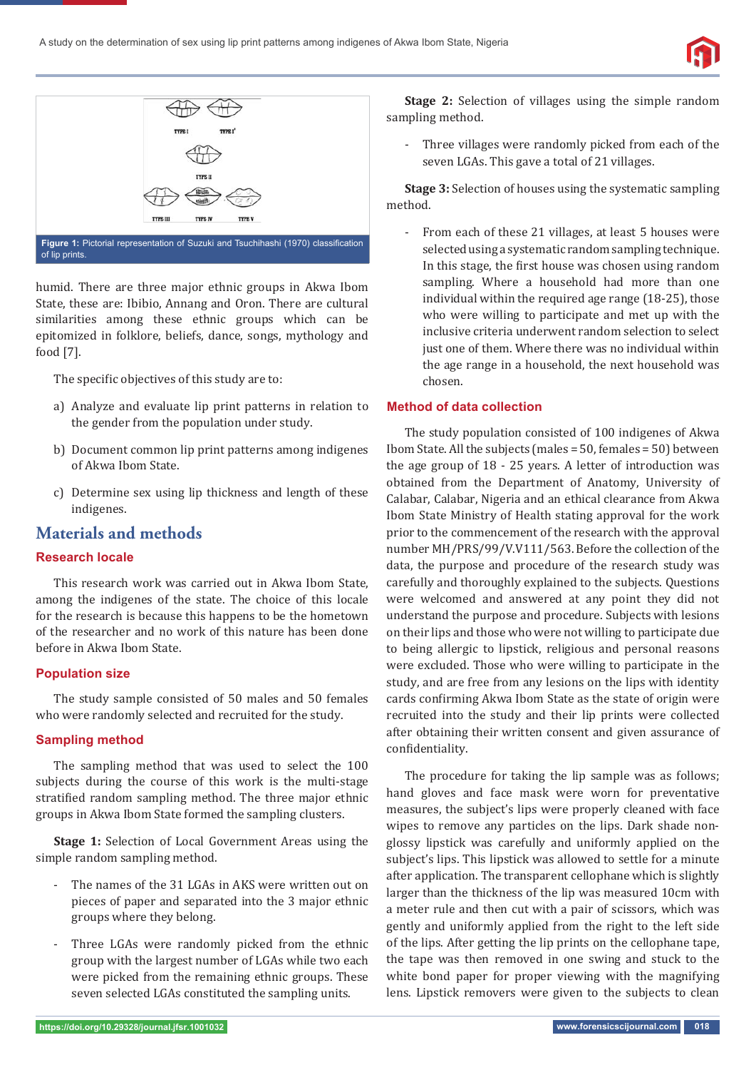Figure 1: Pictorial representation of Suzuki and Tsuchihashi (1970) classification of lip prints.

humid. There are three major ethnic groups in Akwa Ibom State, these are: Ibibio, Annang and Oron. There are cultural similarities among these ethnic groups which can be epitomized in folklore, beliefs, dance, songs, mythology and food [7].

The specific objectives of this study are to:

a) Analyze and evaluate lip print patterns in relation to the gender from the population under study.

b) Document common lip print patterns among indigenes of Akwa Ibom State.

c) Determine sex using lip thickness and length of these indigenes.

# Materials and methods

## Research locale

This research work was carried out in Akwa Ibom State, among the indigenes of the state. The choice of this locale for the research is because this happens to be the hometown of the researcher and no work of this nature has been done before in Akwa Ibom State.

## Population size

The study sample consisted of 50 males and 50 females who were randomly selected and recruited for the study.

## Sampling method

The sampling method that was used to select the 100 subjects during the course of this work is the multi-stage stratified random sampling method. The three major ethnic groups in Akwa Ibom State formed the sampling clusters.

**Stage 1:** Selection of Local Government Areas using the simple random sampling method.

- The names of the 31 LGAs in AKS were written out on pieces of paper and separated into the 3 major ethnic groups where they belong.

- Three LGAs were randomly picked from the ethnic group with the largest number of LGAs while two each were picked from the remaining ethnic groups. These seven selected LGAs constituted the sampling units.

**Stage 2:** Selection of villages using the simple random sampling method.

- Three villages were randomly picked from each of the seven LGAs. This gave a total of 21 villages.

**Stage 3:** Selection of houses using the systematic sampling method.

- From each of these 21 villages, at least 5 houses were selected using a systematic random sampling technique. In this stage, the first house was chosen using random sampling. Where a household had more than one individual within the required age range (18-25), those who were willing to participate and met up with the inclusive criteria underwent random selection to select just one of them. Where there was no individual within the age range in a household, the next household was chosen.

## Method of data collection

The study population consisted of 100 indigenes of Akwa Ibom State. All the subjects (males = 50, females = 50) between the age group of 18 - 25 years. A letter of introduction was obtained from the Department of Anatomy, University of Calabar, Calabar, Nigeria and an ethical clearance from Akwa Ibom State Ministry of Health stating approval for the work prior to the commencement of the research with the approval number MH/PRS/99/V.V111/563. Before the collection of the data, the purpose and procedure of the research study was carefully and thoroughly explained to the subjects. Questions were welcomed and answered at any point they did not understand the purpose and procedure. Subjects with lesions on their lips and those who were not willing to participate due to being allergic to lipstick, religious and personal reasons were excluded. Those who were willing to participate in the study, and are free from any lesions on the lips with identity cards confirming Akwa Ibom State as the state of origin were recruited into the study and their lip prints were collected after obtaining their written consent and given assurance of confidentiality.

The procedure for taking the lip sample was as follows; hand gloves and face mask were worn for preventative measures, the subject's lips were properly cleaned with face wipes to remove any particles on the lips. Dark shade non-glossy lipstick was carefully and uniformly applied on the subject's lips. This lipstick was allowed to settle for a minute after application. The transparent cellophane which is slightly larger than the thickness of the lip was measured 10cm with a meter rule and then cut with a pair of scissors, which was gently and uniformly applied from the right to the left side of the lips. After getting the lip prints on the cellophane tape, the tape was then removed in one swing and stuck to the white bond paper for proper viewing with the magnifying lens. Lipstick removers were given to the subjects to clean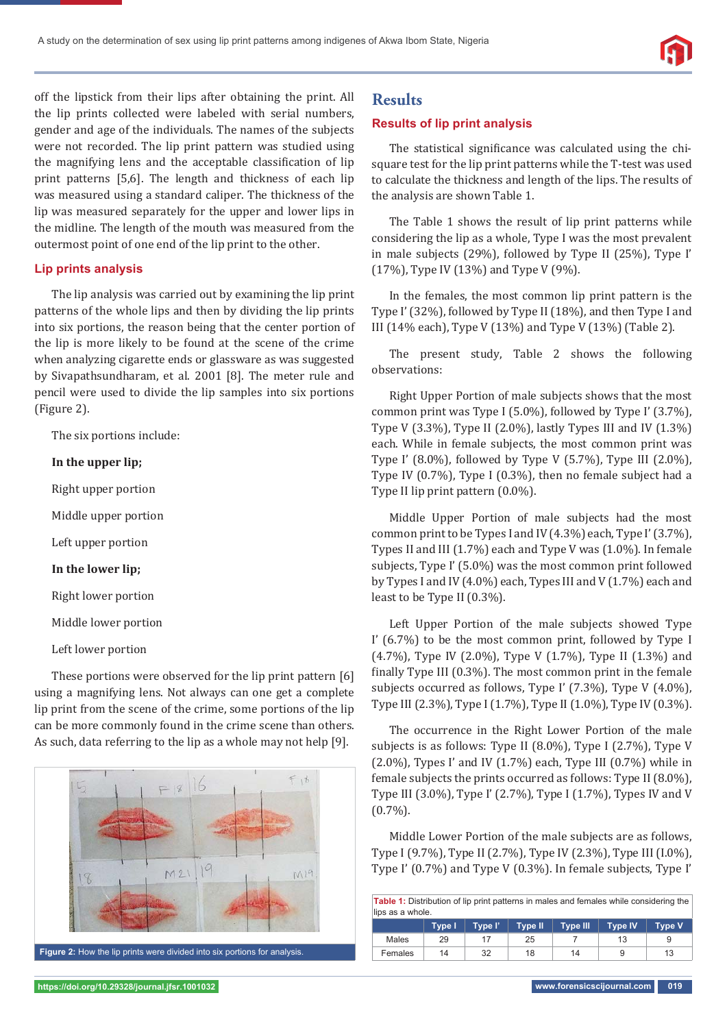off the lipstick from their lips after obtaining the print. All the lip prints collected were labeled with serial numbers, gender and age of the individuals. The names of the subjects were not recorded. The lip print pattern was studied using the magnifying lens and the acceptable classification of lip print patterns [5,6]. The length and thickness of each lip was measured using a standard caliper. The thickness of the lip was measured separately for the upper and lower lips in the midline. The length of the mouth was measured from the outermost point of one end of the lip print to the other.

### Lip prints analysis

The lip analysis was carried out by examining the lip print patterns of the whole lips and then by dividing the lip prints into six portions, the reason being that the center portion of the lip is more likely to be found at the scene of the crime when analyzing cigarette ends or glassware as was suggested by Sivapathsundharam, et al. 2001 [8]. The meter rule and pencil were used to divide the lip samples into six portions (Figure 2).

The six portions include:

**In the upper lip;**

Right upper portion

Middle upper portion

Left upper portion

**In the lower lip;**

Right lower portion

Middle lower portion

Left lower portion

These portions were observed for the lip print pattern [6] using a magnifying lens. Not always can one get a complete lip print from the scene of the crime, some portions of the lip can be more commonly found in the crime scene than others. As such, data referring to the lip as a whole may not help [9].

**Figure 2:** How the lip prints were divided into six portions for analysis.

## Results

### Results of lip print analysis

The statistical significance was calculated using the chi-square test for the lip print patterns while the T-test was used to calculate the thickness and length of the lips. The results of the analysis are shown Table 1.

The Table 1 shows the result of lip print patterns while considering the lip as a whole, Type I was the most prevalent in male subjects (29%), followed by Type II (25%), Type I' (17%), Type IV (13%) and Type V (9%).

In the females, the most common lip print pattern is the Type I' (32%), followed by Type II (18%), and then Type I and III (14% each), Type V (13%) and Type V (13%) (Table 2).

The present study, Table 2 shows the following observations:

Right Upper Portion of male subjects shows that the most common print was Type I (5.0%), followed by Type I' (3.7%), Type V (3.3%), Type II (2.0%), lastly Types III and IV (1.3%) each. While in female subjects, the most common print was Type I' (8.0%), followed by Type V (5.7%), Type III (2.0%), Type IV (0.7%), Type I (0.3%), then no female subject had a Type II lip print pattern (0.0%).

Middle Upper Portion of male subjects had the most common print to be Types I and IV (4.3%) each, Type I' (3.7%), Types II and III (1.7%) each and Type V was (1.0%). In female subjects, Type I' (5.0%) was the most common print followed by Types I and IV (4.0%) each, Types III and V (1.7%) each and least to be Type II (0.3%).

Left Upper Portion of the male subjects showed Type I' (6.7%) to be the most common print, followed by Type I (4.7%), Type IV (2.0%), Type V (1.7%), Type II (1.3%) and finally Type III (0.3%). The most common print in the female subjects occurred as follows, Type I' (7.3%), Type V (4.0%), Type III (2.3%), Type I (1.7%), Type II (1.0%), Type IV (0.3%).

The occurrence in the Right Lower Portion of the male subjects is as follows: Type II (8.0%), Type I (2.7%), Type V (2.0%), Types I' and IV (1.7%) each, Type III (0.7%) while in female subjects the prints occurred as follows: Type II (8.0%), Type III (3.0%), Type I' (2.7%), Type I (1.7%), Types IV and V (0.7%).

Middle Lower Portion of the male subjects are as follows, Type I (9.7%), Type II (2.7%), Type IV (2.3%), Type III (I.0%), Type I' (0.7%) and Type V (0.3%). In female subjects, Type I'

**Table 1:** Distribution of lip print patterns in males and females while considering the lips as a whole.

| | Type I | Type I' | Type II | Type III | Type IV | Type V |
|---|---|---|---|---|---|---|
| Males | 29 | 17 | 25 | 7 | 13 | 9 |
| Females | 14 | 32 | 18 | 14 | 9 | 13 |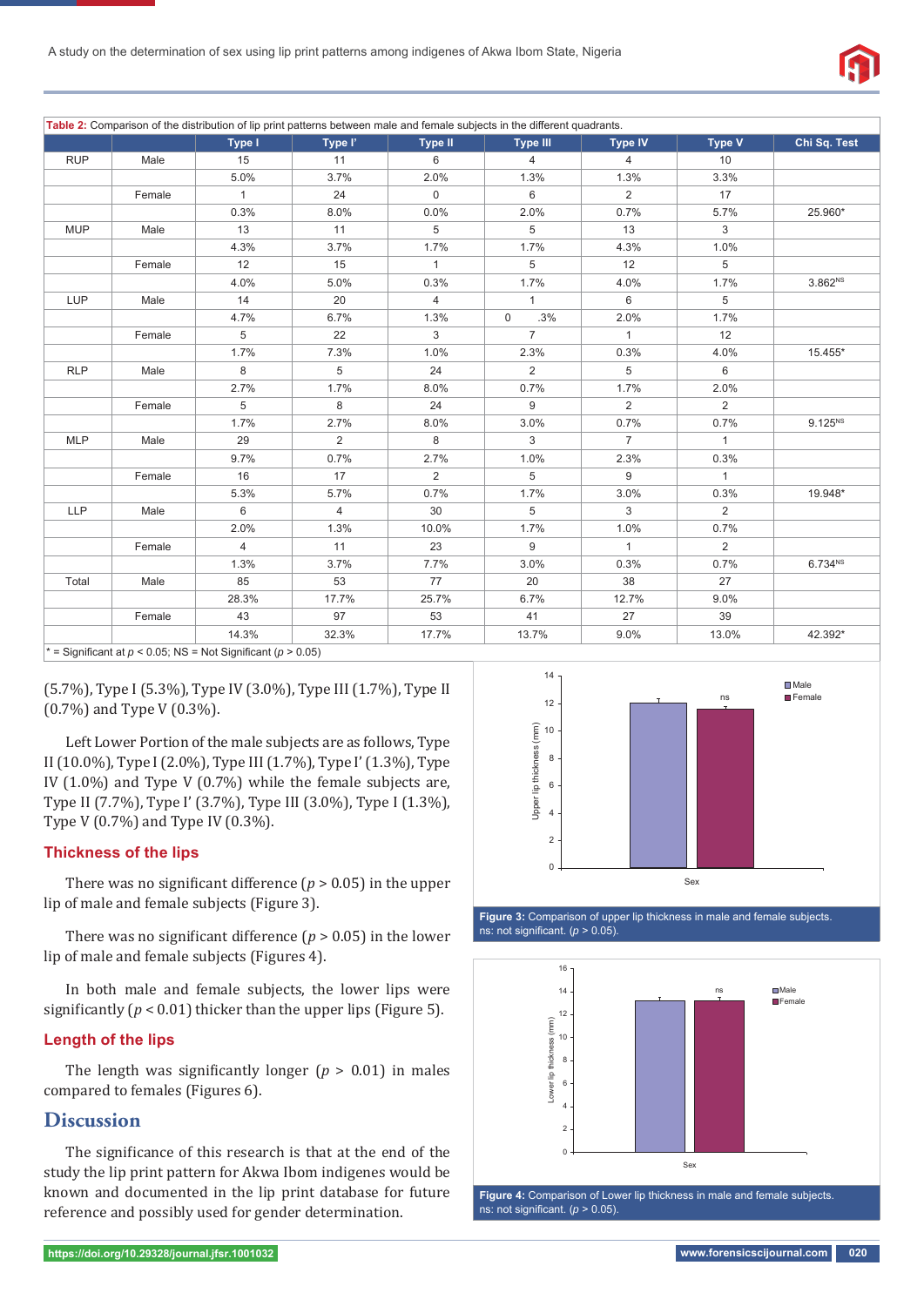**Table 2:** Comparison of the distribution of lip print patterns between male and female subjects in the different quadrants.

| | | Type I | Type I' | Type II | Type III | Type IV | Type V | Chi Sq. Test |
|---|---|---|---|---|---|---|---|---|
| RUP | Male | 15 | 11 | 6 | 4 | 4 | 10 | |
| | | 5.0% | 3.7% | 2.0% | 1.3% | 1.3% | 3.3% | |
| | Female | 1 | 24 | 0 | 6 | 2 | 17 | |
| | | 0.3% | 8.0% | 0.0% | 2.0% | 0.7% | 5.7% | 25.960* |
| MUP | Male | 13 | 11 | 5 | 5 | 13 | 3 | |
| | | 4.3% | 3.7% | 1.7% | 1.7% | 4.3% | 1.0% | |
| | Female | 12 | 15 | 1 | 5 | 12 | 5 | |
| | | 4.0% | 5.0% | 0.3% | 1.7% | 4.0% | 1.7% | 3.862[NS] |
| LUP | Male | 14 | 20 | 4 | 1 | 6 | 5 | |
| | | 4.7% | 6.7% | 1.3% | 0 .3% | 2.0% | 1.7% | |
| | Female | 5 | 22 | 3 | 7 | 1 | 12 | |
| | | 1.7% | 7.3% | 1.0% | 2.3% | 0.3% | 4.0% | 15.455* |
| RLP | Male | 8 | 5 | 24 | 2 | 5 | 6 | |
| | | 2.7% | 1.7% | 8.0% | 0.7% | 1.7% | 2.0% | |
| | Female | 5 | 8 | 24 | 9 | 2 | 2 | |
| | | 1.7% | 2.7% | 8.0% | 3.0% | 0.7% | 0.7% | 9.125[NS] |
| MLP | Male | 29 | 2 | 8 | 3 | 7 | 1 | |
| | | 9.7% | 0.7% | 2.7% | 1.0% | 2.3% | 0.3% | |
| | Female | 16 | 17 | 2 | 5 | 9 | 1 | |
| | | 5.3% | 5.7% | 0.7% | 1.7% | 3.0% | 0.3% | 19.948* |
| LLP | Male | 6 | 4 | 30 | 5 | 3 | 2 | |
| | | 2.0% | 1.3% | 10.0% | 1.7% | 1.0% | 0.7% | |
| | Female | 4 | 11 | 23 | 9 | 1 | 2 | |
| | | 1.3% | 3.7% | 7.7% | 3.0% | 0.3% | 0.7% | 6.734[NS] |
| Total | Male | 85 | 53 | 77 | 20 | 38 | 27 | |
| | | 28.3% | 17.7% | 25.7% | 6.7% | 12.7% | 9.0% | |
| | Female | 43 | 97 | 53 | 41 | 27 | 39 | |
| | | 14.3% | 32.3% | 17.7% | 13.7% | 9.0% | 13.0% | 42.392* |

\* = Significant at $p < 0.05$; NS = Not Significant ($p > 0.05$)

(5.7%), Type I (5.3%), Type IV (3.0%), Type III (1.7%), Type II (0.7%) and Type V (0.3%).

Left Lower Portion of the male subjects are as follows, Type II (10.0%), Type I (2.0%), Type III (1.7%), Type I' (1.3%), Type IV (1.0%) and Type V (0.7%) while the female subjects are, Type II (7.7%), Type I' (3.7%), Type III (3.0%), Type I (1.3%), Type V (0.7%) and Type IV (0.3%).

## Thickness of the lips

There was no significant difference ($p > 0.05$) in the upper lip of male and female subjects (Figure 3).

There was no significant difference ($p > 0.05$) in the lower lip of male and female subjects (Figures 4).

In both male and female subjects, the lower lips were significantly ($p < 0.01$) thicker than the upper lips (Figure 5).

## Length of the lips

The length was significantly longer ($p > 0.01$) in males compared to females (Figures 6).

# Discussion

The significance of this research is that at the end of the study the lip print pattern for Akwa Ibom indigenes would be known and documented in the lip print database for future reference and possibly used for gender determination.

**Figure 3:** Comparison of upper lip thickness in male and female subjects. ns: not significant. ($p > 0.05$).

**Figure 4:** Comparison of Lower lip thickness in male and female subjects. ns: not significant. ($p > 0.05$).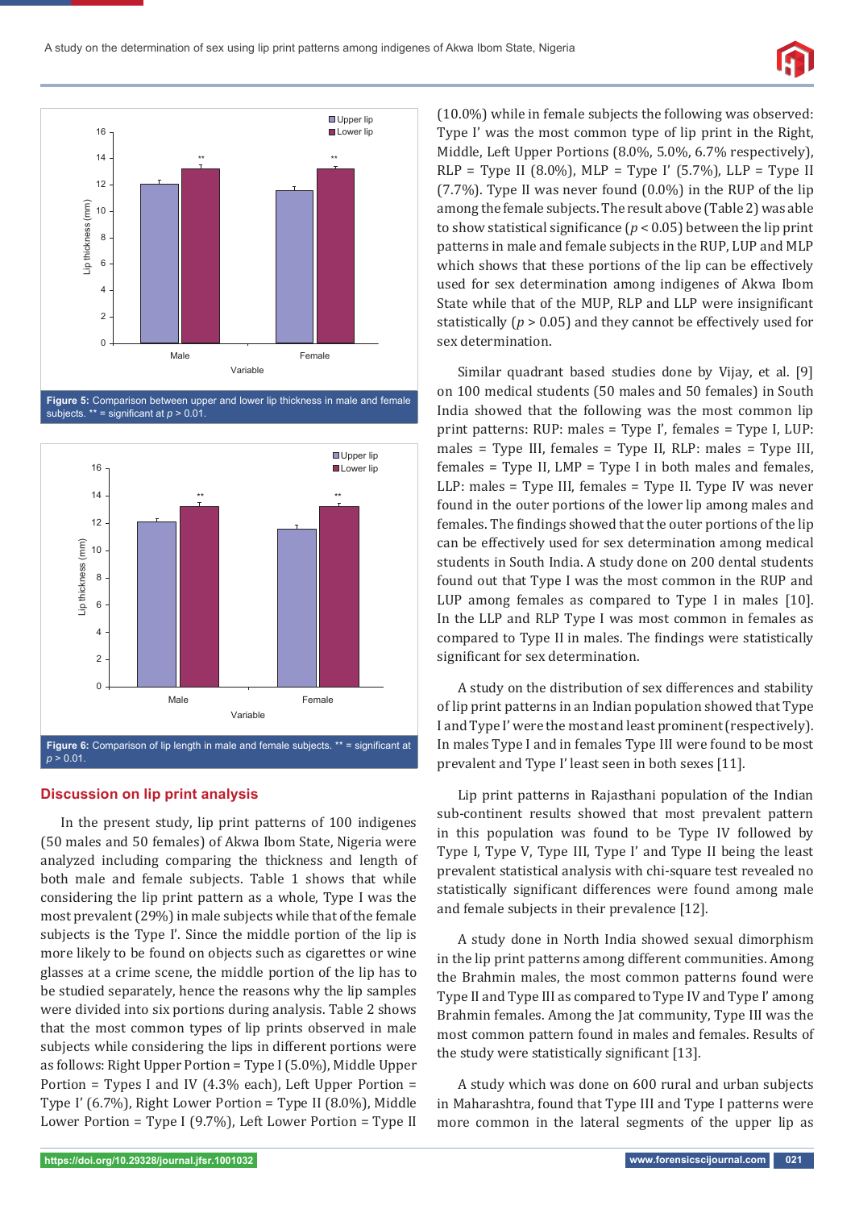Figure 5: Comparison between upper and lower lip thickness in male and female subjects. ** = significant at $p$ > 0.01.

Figure 6: Comparison of lip length in male and female subjects. ** = significant at $p$ > 0.01.

## Discussion on lip print analysis

In the present study, lip print patterns of 100 indigenes (50 males and 50 females) of Akwa Ibom State, Nigeria were analyzed including comparing the thickness and length of both male and female subjects. Table 1 shows that while considering the lip print pattern as a whole, Type I was the most prevalent (29%) in male subjects while that of the female subjects is the Type I'. Since the middle portion of the lip is more likely to be found on objects such as cigarettes or wine glasses at a crime scene, the middle portion of the lip has to be studied separately, hence the reasons why the lip samples were divided into six portions during analysis. Table 2 shows that the most common types of lip prints observed in male subjects while considering the lips in different portions were as follows: Right Upper Portion = Type I (5.0%), Middle Upper Portion = Types I and IV (4.3% each), Left Upper Portion = Type I' (6.7%), Right Lower Portion = Type II (8.0%), Middle Lower Portion = Type I (9.7%), Left Lower Portion = Type II (10.0%) while in female subjects the following was observed: Type I' was the most common type of lip print in the Right, Middle, Left Upper Portions (8.0%, 5.0%, 6.7% respectively), RLP = Type II (8.0%), MLP = Type I' (5.7%), LLP = Type II (7.7%). Type II was never found (0.0%) in the RUP of the lip among the female subjects. The result above (Table 2) was able to show statistical significance ($p < 0.05$) between the lip print patterns in male and female subjects in the RUP, LUP and MLP which shows that these portions of the lip can be effectively used for sex determination among indigenes of Akwa Ibom State while that of the MUP, RLP and LLP were insignificant statistically ($p > 0.05$) and they cannot be effectively used for sex determination.

Similar quadrant based studies done by Vijay, et al. [9] on 100 medical students (50 males and 50 females) in South India showed that the following was the most common lip print patterns: RUP: males = Type I', females = Type I, LUP: males = Type III, females = Type II, RLP: males = Type III, females = Type II, LMP = Type I in both males and females, LLP: males = Type III, females = Type II. Type IV was never found in the outer portions of the lower lip among males and females. The findings showed that the outer portions of the lip can be effectively used for sex determination among medical students in South India. A study done on 200 dental students found out that Type I was the most common in the RUP and LUP among females as compared to Type I in males [10]. In the LLP and RLP Type I was most common in females as compared to Type II in males. The findings were statistically significant for sex determination.

A study on the distribution of sex differences and stability of lip print patterns in an Indian population showed that Type I and Type I' were the most and least prominent (respectively). In males Type I and in females Type III were found to be most prevalent and Type I' least seen in both sexes [11].

Lip print patterns in Rajasthani population of the Indian sub-continent results showed that most prevalent pattern in this population was found to be Type IV followed by Type I, Type V, Type III, Type I' and Type II being the least prevalent statistical analysis with chi-square test revealed no statistically significant differences were found among male and female subjects in their prevalence [12].

A study done in North India showed sexual dimorphism in the lip print patterns among different communities. Among the Brahmin males, the most common patterns found were Type II and Type III as compared to Type IV and Type I' among Brahmin females. Among the Jat community, Type III was the most common pattern found in males and females. Results of the study were statistically significant [13].

A study which was done on 600 rural and urban subjects in Maharashtra, found that Type III and Type I patterns were more common in the lateral segments of the upper lip as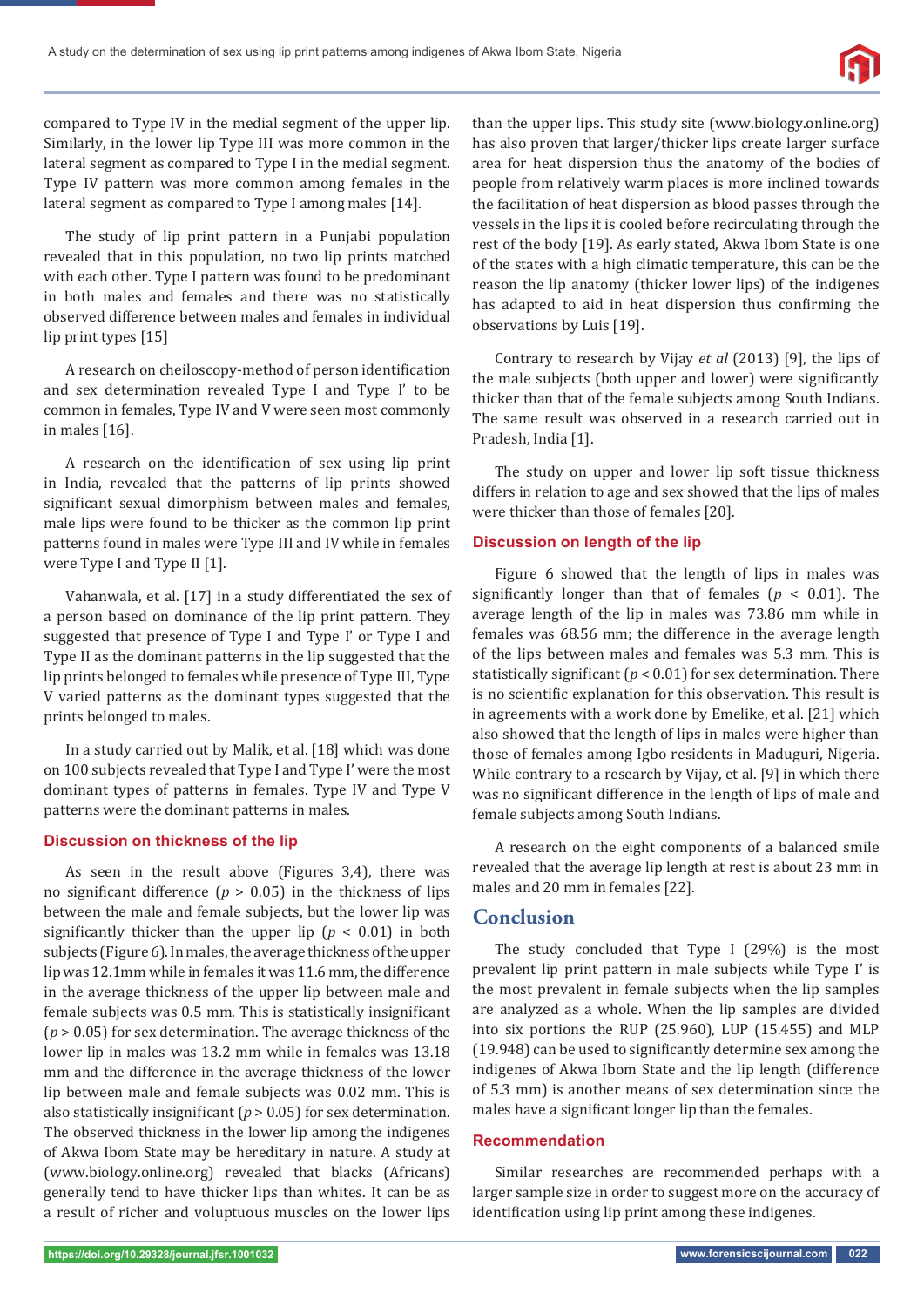compared to Type IV in the medial segment of the upper lip. Similarly, in the lower lip Type III was more common in the lateral segment as compared to Type I in the medial segment. Type IV pattern was more common among females in the lateral segment as compared to Type I among males [14].

The study of lip print pattern in a Punjabi population revealed that in this population, no two lip prints matched with each other. Type I pattern was found to be predominant in both males and females and there was no statistically observed difference between males and females in individual lip print types [15]

A research on cheiloscopy-method of person identification and sex determination revealed Type I and Type I' to be common in females, Type IV and V were seen most commonly in males [16].

A research on the identification of sex using lip print in India, revealed that the patterns of lip prints showed significant sexual dimorphism between males and females, male lips were found to be thicker as the common lip print patterns found in males were Type III and IV while in females were Type I and Type II [1].

Vahanwala, et al. [17] in a study differentiated the sex of a person based on dominance of the lip print pattern. They suggested that presence of Type I and Type I' or Type I and Type II as the dominant patterns in the lip suggested that the lip prints belonged to females while presence of Type III, Type V varied patterns as the dominant types suggested that the prints belonged to males.

In a study carried out by Malik, et al. [18] which was done on 100 subjects revealed that Type I and Type I' were the most dominant types of patterns in females. Type IV and Type V patterns were the dominant patterns in males.

### Discussion on thickness of the lip

As seen in the result above (Figures 3,4), there was no significant difference ($p > 0.05$) in the thickness of lips between the male and female subjects, but the lower lip was significantly thicker than the upper lip ($p < 0.01$) in both subjects (Figure 6). In males, the average thickness of the upper lip was 12.1mm while in females it was 11.6 mm, the difference in the average thickness of the upper lip between male and female subjects was 0.5 mm. This is statistically insignificant ($p > 0.05$) for sex determination. The average thickness of the lower lip in males was 13.2 mm while in females was 13.18 mm and the difference in the average thickness of the lower lip between male and female subjects was 0.02 mm. This is also statistically insignificant ($p > 0.05$) for sex determination. The observed thickness in the lower lip among the indigenes of Akwa Ibom State may be hereditary in nature. A study at (www.biology.online.org) revealed that blacks (Africans) generally tend to have thicker lips than whites. It can be as a result of richer and voluptuous muscles on the lower lips than the upper lips. This study site (www.biology.online.org) has also proven that larger/thicker lips create larger surface area for heat dispersion thus the anatomy of the bodies of people from relatively warm places is more inclined towards the facilitation of heat dispersion as blood passes through the vessels in the lips it is cooled before recirculating through the rest of the body [19]. As early stated, Akwa Ibom State is one of the states with a high climatic temperature, this can be the reason the lip anatomy (thicker lower lips) of the indigenes has adapted to aid in heat dispersion thus confirming the observations by Luis [19].

Contrary to research by Vijay *et al* (2013) [9], the lips of the male subjects (both upper and lower) were significantly thicker than that of the female subjects among South Indians. The same result was observed in a research carried out in Pradesh, India [1].

The study on upper and lower lip soft tissue thickness differs in relation to age and sex showed that the lips of males were thicker than those of females [20].

### Discussion on length of the lip

Figure 6 showed that the length of lips in males was significantly longer than that of females ($p < 0.01$). The average length of the lip in males was 73.86 mm while in females was 68.56 mm; the difference in the average length of the lips between males and females was 5.3 mm. This is statistically significant ($p < 0.01$) for sex determination. There is no scientific explanation for this observation. This result is in agreements with a work done by Emelike, et al. [21] which also showed that the length of lips in males were higher than those of females among Igbo residents in Maduguri, Nigeria. While contrary to a research by Vijay, et al. [9] in which there was no significant difference in the length of lips of male and female subjects among South Indians.

A research on the eight components of a balanced smile revealed that the average lip length at rest is about 23 mm in males and 20 mm in females [22].

## Conclusion

The study concluded that Type I (29%) is the most prevalent lip print pattern in male subjects while Type I' is the most prevalent in female subjects when the lip samples are analyzed as a whole. When the lip samples are divided into six portions the RUP (25.960), LUP (15.455) and MLP (19.948) can be used to significantly determine sex among the indigenes of Akwa Ibom State and the lip length (difference of 5.3 mm) is another means of sex determination since the males have a significant longer lip than the females.

### Recommendation

Similar researches are recommended perhaps with a larger sample size in order to suggest more on the accuracy of identification using lip print among these indigenes.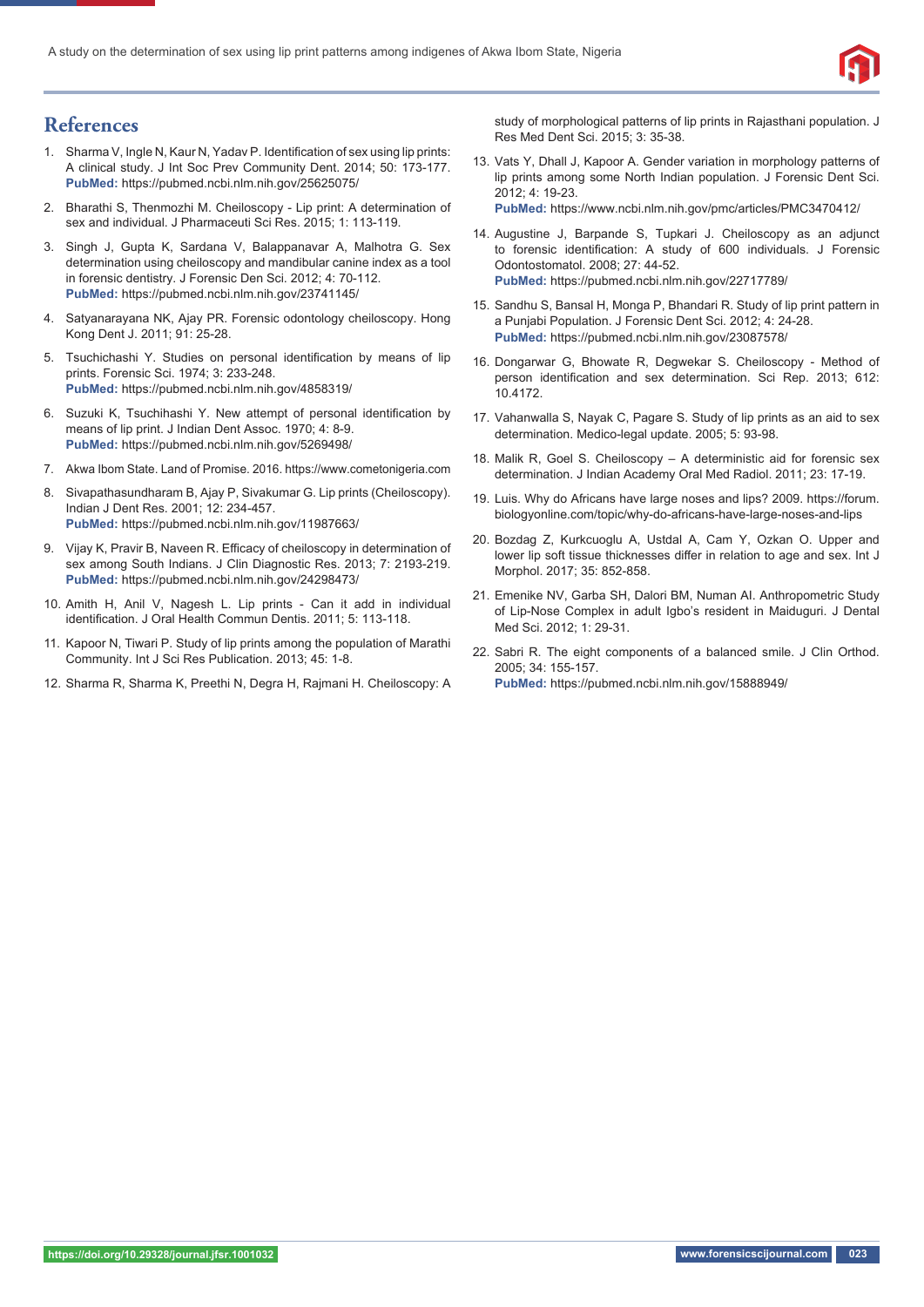## References

1. Sharma V, Ingle N, Kaur N, Yadav P. Identification of sex using lip prints: A clinical study. J Int Soc Prev Community Dent. 2014; 50: 173-177. **PubMed:** https://pubmed.ncbi.nlm.nih.gov/25625075/
2. Bharathi S, Thenmozhi M. Cheiloscopy - Lip print: A determination of sex and individual. J Pharmaceuti Sci Res. 2015; 1: 113-119.
3. Singh J, Gupta K, Sardana V, Balappanavar A, Malhotra G. Sex determination using cheiloscopy and mandibular canine index as a tool in forensic dentistry. J Forensic Den Sci. 2012; 4: 70-112. **PubMed:** https://pubmed.ncbi.nlm.nih.gov/23741145/
4. Satyanarayana NK, Ajay PR. Forensic odontology cheiloscopy. Hong Kong Dent J. 2011; 91: 25-28.
5. Tsuchichashi Y. Studies on personal identification by means of lip prints. Forensic Sci. 1974; 3: 233-248. **PubMed:** https://pubmed.ncbi.nlm.nih.gov/4858319/
6. Suzuki K, Tsuchihashi Y. New attempt of personal identification by means of lip print. J Indian Dent Assoc. 1970; 4: 8-9. **PubMed:** https://pubmed.ncbi.nlm.nih.gov/5269498/
7. Akwa Ibom State. Land of Promise. 2016. https://www.cometonigeria.com
8. Sivapathasundharam B, Ajay P, Sivakumar G. Lip prints (Cheiloscopy). Indian J Dent Res. 2001; 12: 234-457. **PubMed:** https://pubmed.ncbi.nlm.nih.gov/11987663/
9. Vijay K, Pravir B, Naveen R. Efficacy of cheiloscopy in determination of sex among South Indians. J Clin Diagnostic Res. 2013; 7: 2193-219. **PubMed:** https://pubmed.ncbi.nlm.nih.gov/24298473/
10. Amith H, Anil V, Nagesh L. Lip prints - Can it add in individual identification. J Oral Health Commun Dentis. 2011; 5: 113-118.
11. Kapoor N, Tiwari P. Study of lip prints among the population of Marathi Community. Int J Sci Res Publication. 2013; 45: 1-8.
12. Sharma R, Sharma K, Preethi N, Degra H, Rajmani H. Cheiloscopy: A study of morphological patterns of lip prints in Rajasthani population. J Res Med Dent Sci. 2015; 3: 35-38.
13. Vats Y, Dhall J, Kapoor A. Gender variation in morphology patterns of lip prints among some North Indian population. J Forensic Dent Sci. 2012; 4: 19-23. **PubMed:** https://www.ncbi.nlm.nih.gov/pmc/articles/PMC3470412/
14. Augustine J, Barpande S, Tupkari J. Cheiloscopy as an adjunct to forensic identification: A study of 600 individuals. J Forensic Odontostomatol. 2008; 27: 44-52. **PubMed:** https://pubmed.ncbi.nlm.nih.gov/22717789/
15. Sandhu S, Bansal H, Monga P, Bhandari R. Study of lip print pattern in a Punjabi Population. J Forensic Dent Sci. 2012; 4: 24-28. **PubMed:** https://pubmed.ncbi.nlm.nih.gov/23087578/
16. Dongarwar G, Bhowate R, Degwekar S. Cheiloscopy - Method of person identification and sex determination. Sci Rep. 2013; 612: 10.4172.
17. Vahanwalla S, Nayak C, Pagare S. Study of lip prints as an aid to sex determination. Medico-legal update. 2005; 5: 93-98.
18. Malik R, Goel S. Cheiloscopy – A deterministic aid for forensic sex determination. J Indian Academy Oral Med Radiol. 2011; 23: 17-19.
19. Luis. Why do Africans have large noses and lips? 2009. https://forum.biologyonline.com/topic/why-do-africans-have-large-noses-and-lips
20. Bozdag Z, Kurkcuoglu A, Ustdal A, Cam Y, Ozkan O. Upper and lower lip soft tissue thicknesses differ in relation to age and sex. Int J Morphol. 2017; 35: 852-858.
21. Emenike NV, Garba SH, Dalori BM, Numan AI. Anthropometric Study of Lip-Nose Complex in adult Igbo's resident in Maiduguri. J Dental Med Sci. 2012; 1: 29-31.
22. Sabri R. The eight components of a balanced smile. J Clin Orthod. 2005; 34: 155-157. **PubMed:** https://pubmed.ncbi.nlm.nih.gov/15888949/